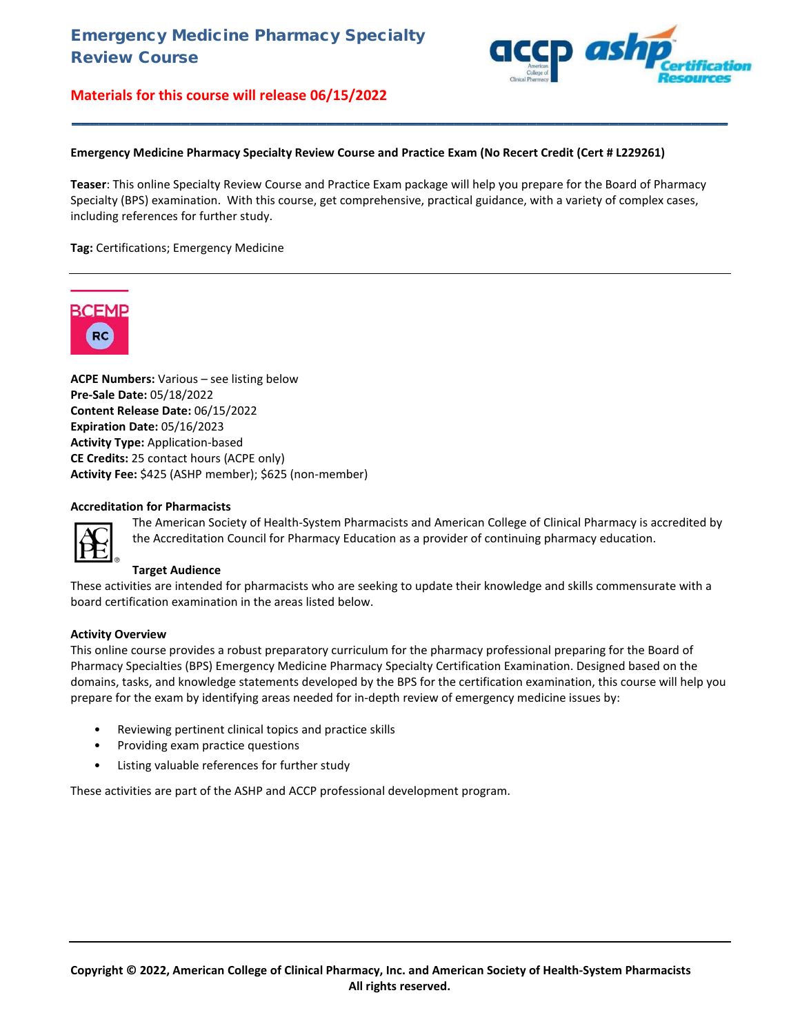# Emergency Medicine Pharmacy Specialty Review Course

**Materials for this course will release 06/15/2022**

**Emergency Medicine Pharmacy Specialty Review Course and Practice Exam (No Recert Credit (Cert # L229261)**

**Teaser**: This online Specialty Review Course and Practice Exam package will help you prepare for the Board of Pharmacy Specialty (BPS) examination. With this course, get comprehensive, practical guidance, with a variety of complex cases, including references for further study.

**Tag:** Certifications; Emergency Medicine

BCEMP RC

**ACPE Numbers:** Various – see listing below
**Pre-Sale Date:** 05/18/2022
**Content Release Date:** 06/15/2022
**Expiration Date:** 05/16/2023
**Activity Type:** Application-based
**CE Credits:** 25 contact hours (ACPE only)
**Activity Fee:** $425 (ASHP member); $625 (non-member)

## Accreditation for Pharmacists

The American Society of Health-System Pharmacists and American College of Clinical Pharmacy is accredited by the Accreditation Council for Pharmacy Education as a provider of continuing pharmacy education.

## Target Audience

These activities are intended for pharmacists who are seeking to update their knowledge and skills commensurate with a board certification examination in the areas listed below.

## Activity Overview

This online course provides a robust preparatory curriculum for the pharmacy professional preparing for the Board of Pharmacy Specialties (BPS) Emergency Medicine Pharmacy Specialty Certification Examination. Designed based on the domains, tasks, and knowledge statements developed by the BPS for the certification examination, this course will help you prepare for the exam by identifying areas needed for in-depth review of emergency medicine issues by:

- Reviewing pertinent clinical topics and practice skills
- Providing exam practice questions
- Listing valuable references for further study

These activities are part of the ASHP and ACCP professional development program.

**Copyright © 2022, American College of Clinical Pharmacy, Inc. and American Society of Health-System Pharmacists All rights reserved.**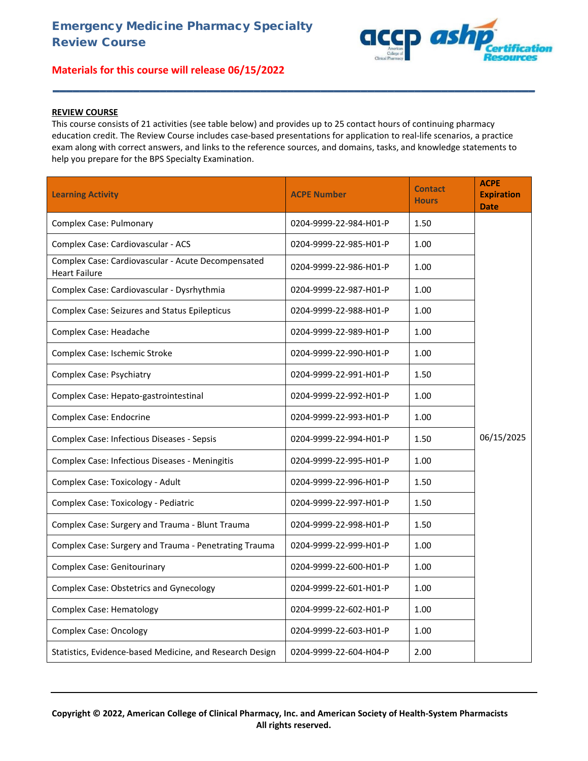# Emergency Medicine Pharmacy Specialty Review Course

**Materials for this course will release 06/15/2022**

**REVIEW COURSE**

This course consists of 21 activities (see table below) and provides up to 25 contact hours of continuing pharmacy education credit. The Review Course includes case-based presentations for application to real-life scenarios, a practice exam along with correct answers, and links to the reference sources, and domains, tasks, and knowledge statements to help you prepare for the BPS Specialty Examination.

| Learning Activity | ACPE Number | Contact Hours | ACPE Expiration Date |
|---|---|---|---|
| Complex Case: Pulmonary | 0204-9999-22-984-H01-P | 1.50 | 06/15/2025 |
| Complex Case: Cardiovascular - ACS | 0204-9999-22-985-H01-P | 1.00 | |
| Complex Case: Cardiovascular - Acute Decompensated Heart Failure | 0204-9999-22-986-H01-P | 1.00 | |
| Complex Case: Cardiovascular - Dysrhythmia | 0204-9999-22-987-H01-P | 1.00 | |
| Complex Case: Seizures and Status Epilepticus | 0204-9999-22-988-H01-P | 1.00 | |
| Complex Case: Headache | 0204-9999-22-989-H01-P | 1.00 | |
| Complex Case: Ischemic Stroke | 0204-9999-22-990-H01-P | 1.00 | |
| Complex Case: Psychiatry | 0204-9999-22-991-H01-P | 1.50 | |
| Complex Case: Hepato-gastrointestinal | 0204-9999-22-992-H01-P | 1.00 | |
| Complex Case: Endocrine | 0204-9999-22-993-H01-P | 1.00 | |
| Complex Case: Infectious Diseases - Sepsis | 0204-9999-22-994-H01-P | 1.50 | |
| Complex Case: Infectious Diseases - Meningitis | 0204-9999-22-995-H01-P | 1.00 | |
| Complex Case: Toxicology - Adult | 0204-9999-22-996-H01-P | 1.50 | |
| Complex Case: Toxicology - Pediatric | 0204-9999-22-997-H01-P | 1.50 | |
| Complex Case: Surgery and Trauma - Blunt Trauma | 0204-9999-22-998-H01-P | 1.50 | |
| Complex Case: Surgery and Trauma - Penetrating Trauma | 0204-9999-22-999-H01-P | 1.00 | |
| Complex Case: Genitourinary | 0204-9999-22-600-H01-P | 1.00 | |
| Complex Case: Obstetrics and Gynecology | 0204-9999-22-601-H01-P | 1.00 | |
| Complex Case: Hematology | 0204-9999-22-602-H01-P | 1.00 | |
| Complex Case: Oncology | 0204-9999-22-603-H01-P | 1.00 | |
| Statistics, Evidence-based Medicine, and Research Design | 0204-9999-22-604-H04-P | 2.00 | |

**Copyright © 2022, American College of Clinical Pharmacy, Inc. and American Society of Health-System Pharmacists All rights reserved.**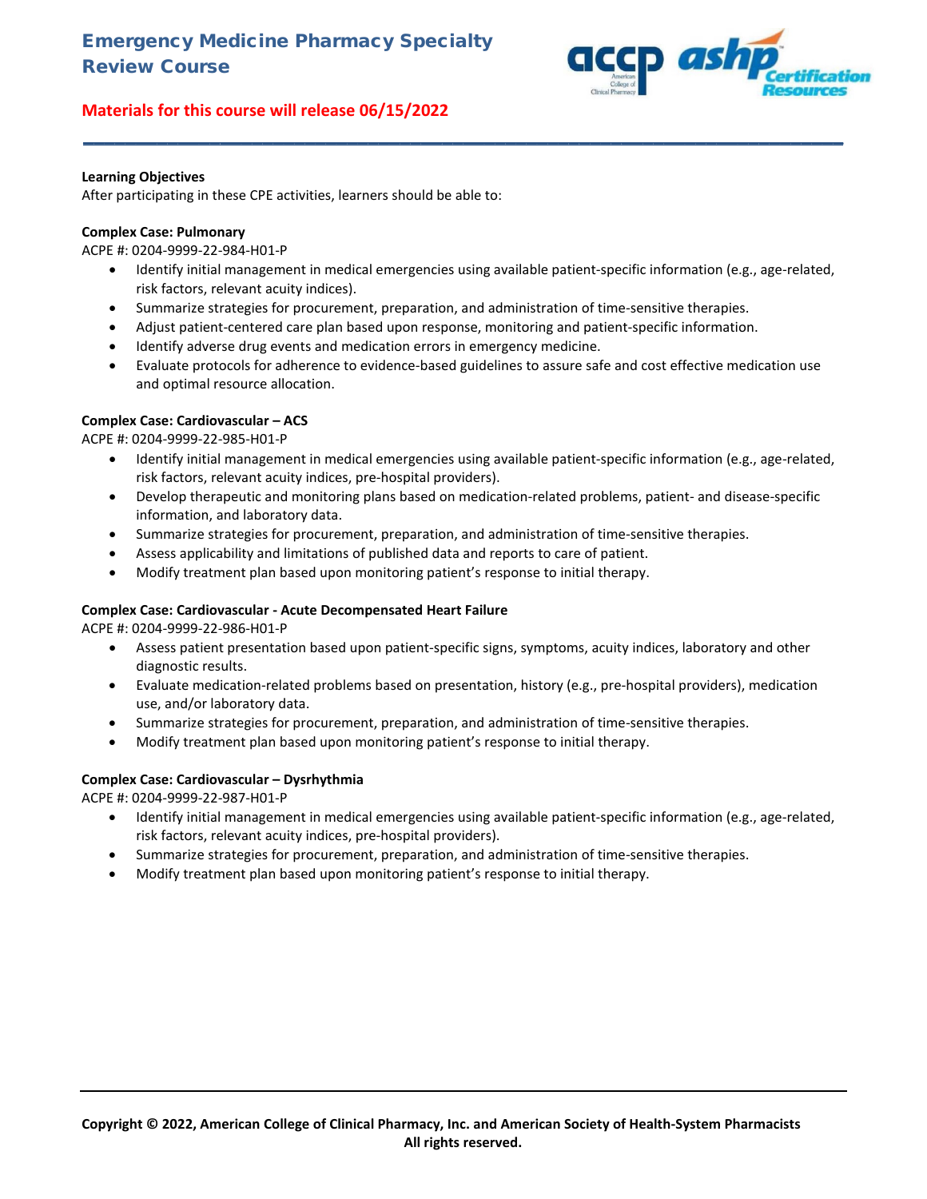# Emergency Medicine Pharmacy Specialty Review Course

**Materials for this course will release 06/15/2022**

**Learning Objectives**

After participating in these CPE activities, learners should be able to:

**Complex Case: Pulmonary**

ACPE #: 0204-9999-22-984-H01-P

- Identify initial management in medical emergencies using available patient-specific information (e.g., age-related, risk factors, relevant acuity indices).
- Summarize strategies for procurement, preparation, and administration of time-sensitive therapies.
- Adjust patient-centered care plan based upon response, monitoring and patient-specific information.
- Identify adverse drug events and medication errors in emergency medicine.
- Evaluate protocols for adherence to evidence-based guidelines to assure safe and cost effective medication use and optimal resource allocation.

**Complex Case: Cardiovascular – ACS**

ACPE #: 0204-9999-22-985-H01-P

- Identify initial management in medical emergencies using available patient-specific information (e.g., age-related, risk factors, relevant acuity indices, pre-hospital providers).
- Develop therapeutic and monitoring plans based on medication-related problems, patient- and disease-specific information, and laboratory data.
- Summarize strategies for procurement, preparation, and administration of time-sensitive therapies.
- Assess applicability and limitations of published data and reports to care of patient.
- Modify treatment plan based upon monitoring patient's response to initial therapy.

**Complex Case: Cardiovascular - Acute Decompensated Heart Failure**

ACPE #: 0204-9999-22-986-H01-P

- Assess patient presentation based upon patient-specific signs, symptoms, acuity indices, laboratory and other diagnostic results.
- Evaluate medication-related problems based on presentation, history (e.g., pre-hospital providers), medication use, and/or laboratory data.
- Summarize strategies for procurement, preparation, and administration of time-sensitive therapies.
- Modify treatment plan based upon monitoring patient's response to initial therapy.

**Complex Case: Cardiovascular – Dysrhythmia**

ACPE #: 0204-9999-22-987-H01-P

- Identify initial management in medical emergencies using available patient-specific information (e.g., age-related, risk factors, relevant acuity indices, pre-hospital providers).
- Summarize strategies for procurement, preparation, and administration of time-sensitive therapies.
- Modify treatment plan based upon monitoring patient's response to initial therapy.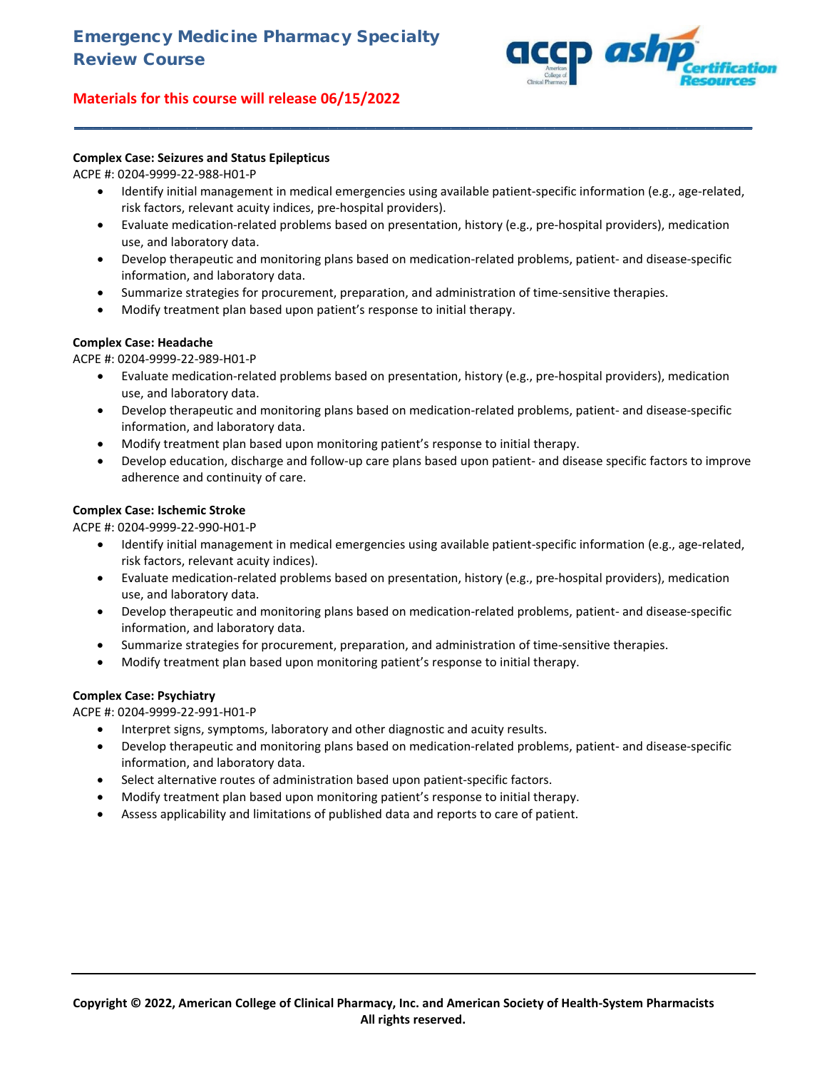**Complex Case: Seizures and Status Epilepticus**

ACPE #: 0204-9999-22-988-H01-P

- Identify initial management in medical emergencies using available patient-specific information (e.g., age-related, risk factors, relevant acuity indices, pre-hospital providers).
- Evaluate medication-related problems based on presentation, history (e.g., pre-hospital providers), medication use, and laboratory data.
- Develop therapeutic and monitoring plans based on medication-related problems, patient- and disease-specific information, and laboratory data.
- Summarize strategies for procurement, preparation, and administration of time-sensitive therapies.
- Modify treatment plan based upon patient's response to initial therapy.

**Complex Case: Headache**

ACPE #: 0204-9999-22-989-H01-P

- Evaluate medication-related problems based on presentation, history (e.g., pre-hospital providers), medication use, and laboratory data.
- Develop therapeutic and monitoring plans based on medication-related problems, patient- and disease-specific information, and laboratory data.
- Modify treatment plan based upon monitoring patient's response to initial therapy.
- Develop education, discharge and follow-up care plans based upon patient- and disease specific factors to improve adherence and continuity of care.

**Complex Case: Ischemic Stroke**

ACPE #: 0204-9999-22-990-H01-P

- Identify initial management in medical emergencies using available patient-specific information (e.g., age-related, risk factors, relevant acuity indices).
- Evaluate medication-related problems based on presentation, history (e.g., pre-hospital providers), medication use, and laboratory data.
- Develop therapeutic and monitoring plans based on medication-related problems, patient- and disease-specific information, and laboratory data.
- Summarize strategies for procurement, preparation, and administration of time-sensitive therapies.
- Modify treatment plan based upon monitoring patient's response to initial therapy.

**Complex Case: Psychiatry**

ACPE #: 0204-9999-22-991-H01-P

- Interpret signs, symptoms, laboratory and other diagnostic and acuity results.
- Develop therapeutic and monitoring plans based on medication-related problems, patient- and disease-specific information, and laboratory data.
- Select alternative routes of administration based upon patient-specific factors.
- Modify treatment plan based upon monitoring patient's response to initial therapy.
- Assess applicability and limitations of published data and reports to care of patient.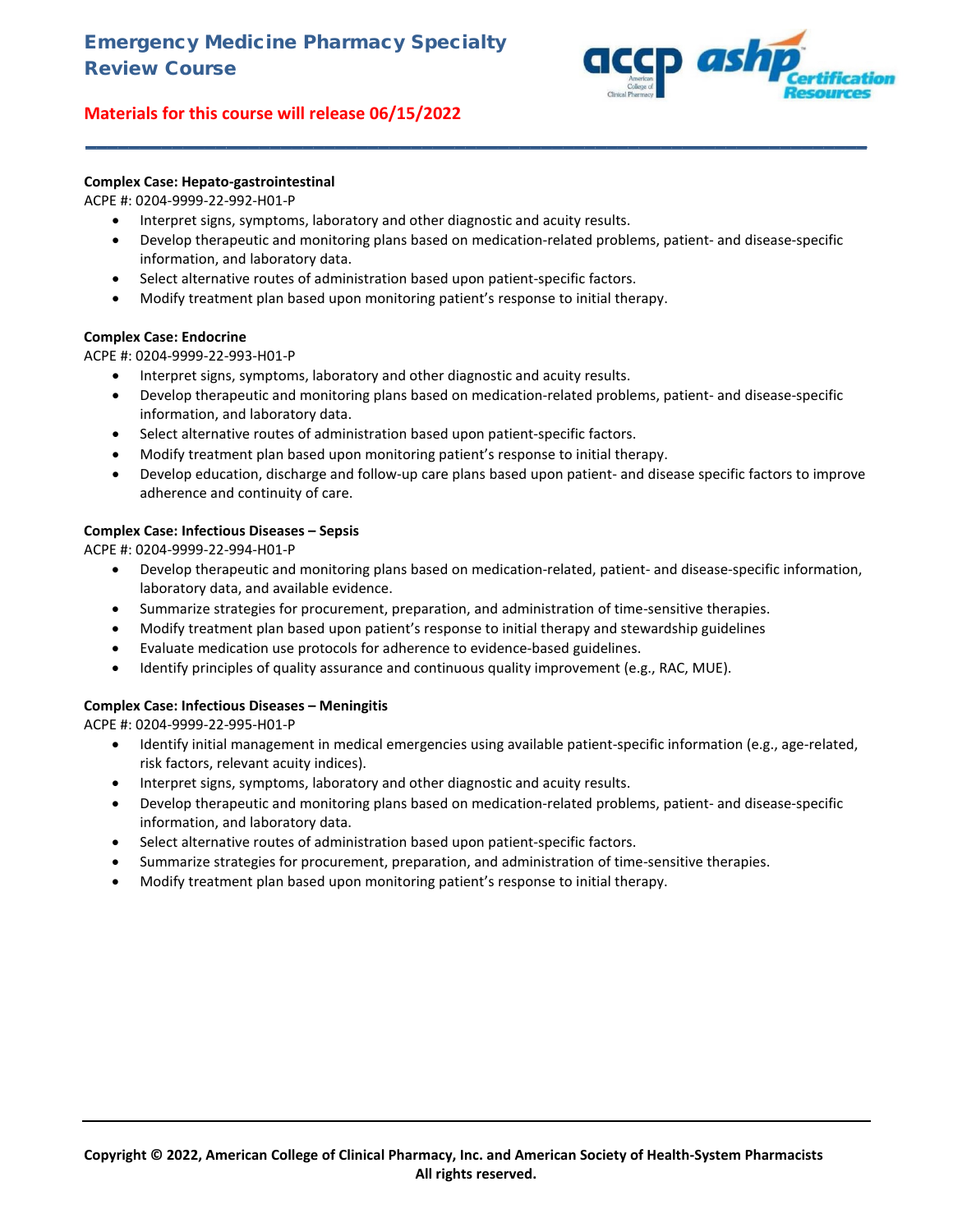**Complex Case: Hepato-gastrointestinal**

ACPE #: 0204-9999-22-992-H01-P

- Interpret signs, symptoms, laboratory and other diagnostic and acuity results.
- Develop therapeutic and monitoring plans based on medication-related problems, patient- and disease-specific information, and laboratory data.
- Select alternative routes of administration based upon patient-specific factors.
- Modify treatment plan based upon monitoring patient's response to initial therapy.

**Complex Case: Endocrine**

ACPE #: 0204-9999-22-993-H01-P

- Interpret signs, symptoms, laboratory and other diagnostic and acuity results.
- Develop therapeutic and monitoring plans based on medication-related problems, patient- and disease-specific information, and laboratory data.
- Select alternative routes of administration based upon patient-specific factors.
- Modify treatment plan based upon monitoring patient's response to initial therapy.
- Develop education, discharge and follow-up care plans based upon patient- and disease specific factors to improve adherence and continuity of care.

**Complex Case: Infectious Diseases – Sepsis**

ACPE #: 0204-9999-22-994-H01-P

- Develop therapeutic and monitoring plans based on medication-related, patient- and disease-specific information, laboratory data, and available evidence.
- Summarize strategies for procurement, preparation, and administration of time-sensitive therapies.
- Modify treatment plan based upon patient's response to initial therapy and stewardship guidelines
- Evaluate medication use protocols for adherence to evidence-based guidelines.
- Identify principles of quality assurance and continuous quality improvement (e.g., RAC, MUE).

**Complex Case: Infectious Diseases – Meningitis**

ACPE #: 0204-9999-22-995-H01-P

- Identify initial management in medical emergencies using available patient-specific information (e.g., age-related, risk factors, relevant acuity indices).
- Interpret signs, symptoms, laboratory and other diagnostic and acuity results.
- Develop therapeutic and monitoring plans based on medication-related problems, patient- and disease-specific information, and laboratory data.
- Select alternative routes of administration based upon patient-specific factors.
- Summarize strategies for procurement, preparation, and administration of time-sensitive therapies.
- Modify treatment plan based upon monitoring patient's response to initial therapy.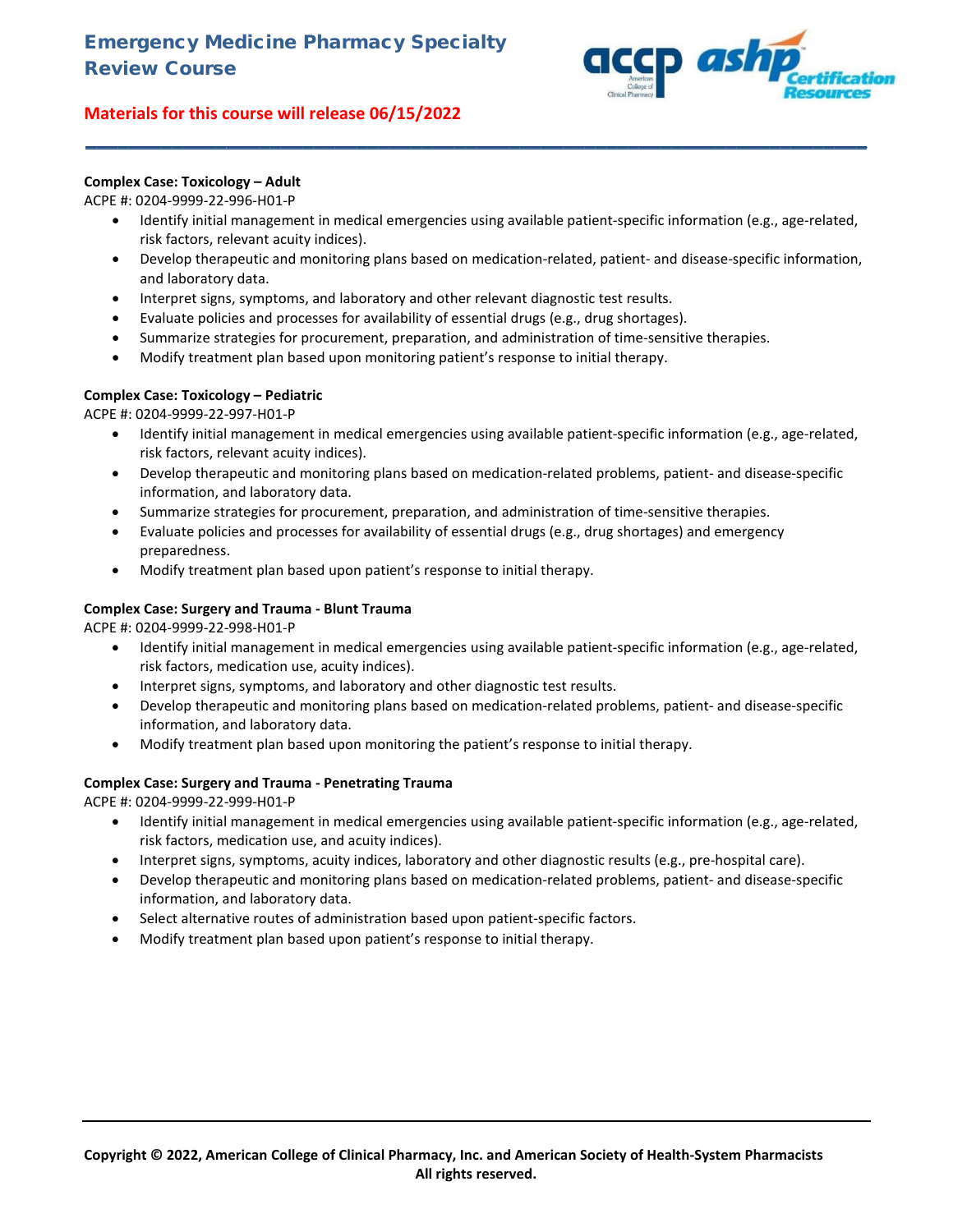**Complex Case: Toxicology – Adult**

ACPE #: 0204-9999-22-996-H01-P

- Identify initial management in medical emergencies using available patient-specific information (e.g., age-related, risk factors, relevant acuity indices).
- Develop therapeutic and monitoring plans based on medication-related, patient- and disease-specific information, and laboratory data.
- Interpret signs, symptoms, and laboratory and other relevant diagnostic test results.
- Evaluate policies and processes for availability of essential drugs (e.g., drug shortages).
- Summarize strategies for procurement, preparation, and administration of time-sensitive therapies.
- Modify treatment plan based upon monitoring patient's response to initial therapy.

**Complex Case: Toxicology – Pediatric**

ACPE #: 0204-9999-22-997-H01-P

- Identify initial management in medical emergencies using available patient-specific information (e.g., age-related, risk factors, relevant acuity indices).
- Develop therapeutic and monitoring plans based on medication-related problems, patient- and disease-specific information, and laboratory data.
- Summarize strategies for procurement, preparation, and administration of time-sensitive therapies.
- Evaluate policies and processes for availability of essential drugs (e.g., drug shortages) and emergency preparedness.
- Modify treatment plan based upon patient's response to initial therapy.

**Complex Case: Surgery and Trauma - Blunt Trauma**

ACPE #: 0204-9999-22-998-H01-P

- Identify initial management in medical emergencies using available patient-specific information (e.g., age-related, risk factors, medication use, acuity indices).
- Interpret signs, symptoms, and laboratory and other diagnostic test results.
- Develop therapeutic and monitoring plans based on medication-related problems, patient- and disease-specific information, and laboratory data.
- Modify treatment plan based upon monitoring the patient's response to initial therapy.

**Complex Case: Surgery and Trauma - Penetrating Trauma**

ACPE #: 0204-9999-22-999-H01-P

- Identify initial management in medical emergencies using available patient-specific information (e.g., age-related, risk factors, medication use, and acuity indices).
- Interpret signs, symptoms, acuity indices, laboratory and other diagnostic results (e.g., pre-hospital care).
- Develop therapeutic and monitoring plans based on medication-related problems, patient- and disease-specific information, and laboratory data.
- Select alternative routes of administration based upon patient-specific factors.
- Modify treatment plan based upon patient's response to initial therapy.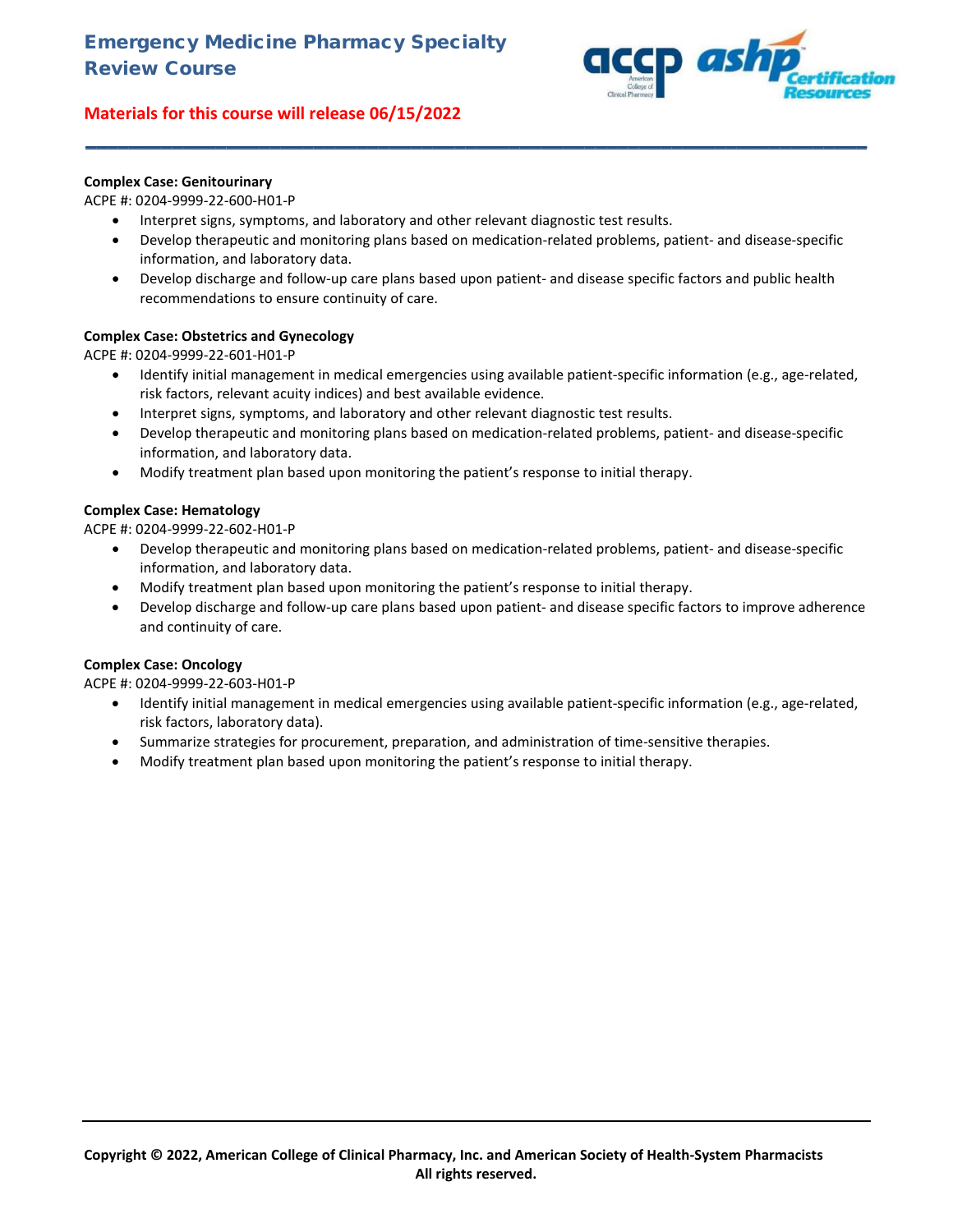**Complex Case: Genitourinary**

ACPE #: 0204-9999-22-600-H01-P

- Interpret signs, symptoms, and laboratory and other relevant diagnostic test results.
- Develop therapeutic and monitoring plans based on medication-related problems, patient- and disease-specific information, and laboratory data.
- Develop discharge and follow-up care plans based upon patient- and disease specific factors and public health recommendations to ensure continuity of care.

**Complex Case: Obstetrics and Gynecology**

ACPE #: 0204-9999-22-601-H01-P

- Identify initial management in medical emergencies using available patient-specific information (e.g., age-related, risk factors, relevant acuity indices) and best available evidence.
- Interpret signs, symptoms, and laboratory and other relevant diagnostic test results.
- Develop therapeutic and monitoring plans based on medication-related problems, patient- and disease-specific information, and laboratory data.
- Modify treatment plan based upon monitoring the patient's response to initial therapy.

**Complex Case: Hematology**

ACPE #: 0204-9999-22-602-H01-P

- Develop therapeutic and monitoring plans based on medication-related problems, patient- and disease-specific information, and laboratory data.
- Modify treatment plan based upon monitoring the patient's response to initial therapy.
- Develop discharge and follow-up care plans based upon patient- and disease specific factors to improve adherence and continuity of care.

**Complex Case: Oncology**

ACPE #: 0204-9999-22-603-H01-P

- Identify initial management in medical emergencies using available patient-specific information (e.g., age-related, risk factors, laboratory data).
- Summarize strategies for procurement, preparation, and administration of time-sensitive therapies.
- Modify treatment plan based upon monitoring the patient's response to initial therapy.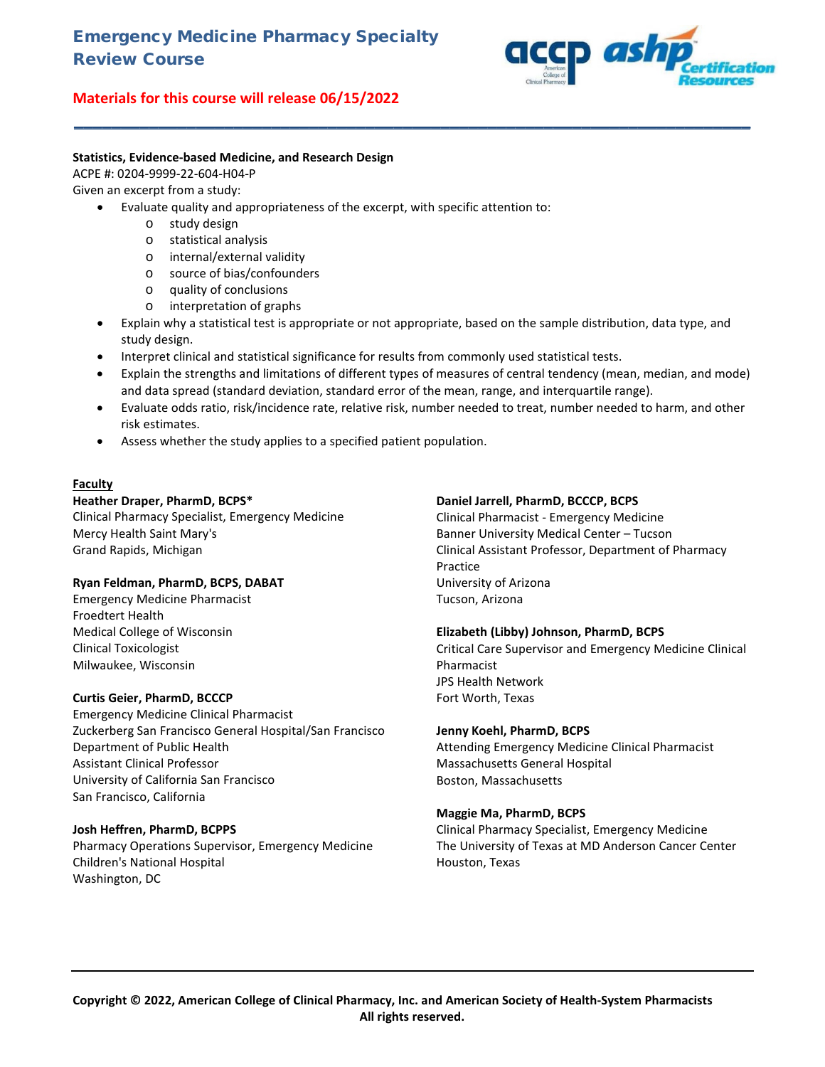# Emergency Medicine Pharmacy Specialty Review Course

**Materials for this course will release 06/15/2022**

---

**Statistics, Evidence-based Medicine, and Research Design**
ACPE #: 0204-9999-22-604-H04-P
Given an excerpt from a study:

- Evaluate quality and appropriateness of the excerpt, with specific attention to:
  - study design
  - statistical analysis
  - internal/external validity
  - source of bias/confounders
  - quality of conclusions
  - interpretation of graphs
- Explain why a statistical test is appropriate or not appropriate, based on the sample distribution, data type, and study design.
- Interpret clinical and statistical significance for results from commonly used statistical tests.
- Explain the strengths and limitations of different types of measures of central tendency (mean, median, and mode) and data spread (standard deviation, standard error of the mean, range, and interquartile range).
- Evaluate odds ratio, risk/incidence rate, relative risk, number needed to treat, number needed to harm, and other risk estimates.
- Assess whether the study applies to a specified patient population.

**Faculty**

**Heather Draper, PharmD, BCPS***
Clinical Pharmacy Specialist, Emergency Medicine
Mercy Health Saint Mary's
Grand Rapids, Michigan

**Ryan Feldman, PharmD, BCPS, DABAT**
Emergency Medicine Pharmacist
Froedtert Health
Medical College of Wisconsin
Clinical Toxicologist
Milwaukee, Wisconsin

**Curtis Geier, PharmD, BCCCP**
Emergency Medicine Clinical Pharmacist
Zuckerberg San Francisco General Hospital/San Francisco Department of Public Health
Assistant Clinical Professor
University of California San Francisco
San Francisco, California

**Josh Heffren, PharmD, BCPPS**
Pharmacy Operations Supervisor, Emergency Medicine
Children's National Hospital
Washington, DC

**Daniel Jarrell, PharmD, BCCCP, BCPS**
Clinical Pharmacist - Emergency Medicine
Banner University Medical Center – Tucson
Clinical Assistant Professor, Department of Pharmacy Practice
University of Arizona
Tucson, Arizona

**Elizabeth (Libby) Johnson, PharmD, BCPS**
Critical Care Supervisor and Emergency Medicine Clinical Pharmacist
JPS Health Network
Fort Worth, Texas

**Jenny Koehl, PharmD, BCPS**
Attending Emergency Medicine Clinical Pharmacist
Massachusetts General Hospital
Boston, Massachusetts

**Maggie Ma, PharmD, BCPS**
Clinical Pharmacy Specialist, Emergency Medicine
The University of Texas at MD Anderson Cancer Center
Houston, Texas

---

**Copyright © 2022, American College of Clinical Pharmacy, Inc. and American Society of Health-System Pharmacists**
**All rights reserved.**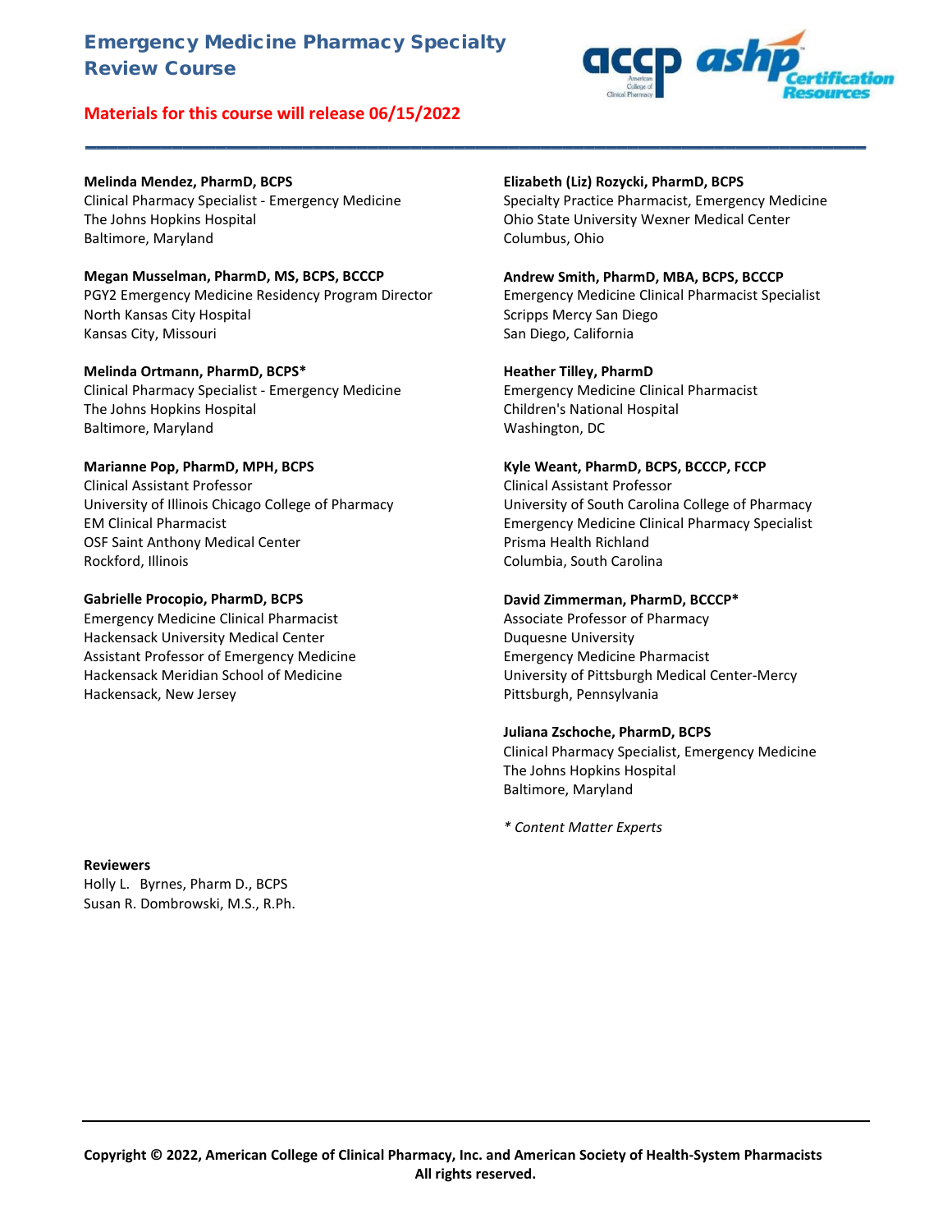## Emergency Medicine Pharmacy Specialty Review Course

**Materials for this course will release 06/15/2022**

**Melinda Mendez, PharmD, BCPS**
Clinical Pharmacy Specialist - Emergency Medicine
The Johns Hopkins Hospital
Baltimore, Maryland

**Megan Musselman, PharmD, MS, BCPS, BCCCP**
PGY2 Emergency Medicine Residency Program Director
North Kansas City Hospital
Kansas City, Missouri

**Melinda Ortmann, PharmD, BCPS***
Clinical Pharmacy Specialist - Emergency Medicine
The Johns Hopkins Hospital
Baltimore, Maryland

**Marianne Pop, PharmD, MPH, BCPS**
Clinical Assistant Professor
University of Illinois Chicago College of Pharmacy
EM Clinical Pharmacist
OSF Saint Anthony Medical Center
Rockford, Illinois

**Gabrielle Procopio, PharmD, BCPS**
Emergency Medicine Clinical Pharmacist
Hackensack University Medical Center
Assistant Professor of Emergency Medicine
Hackensack Meridian School of Medicine
Hackensack, New Jersey

**Elizabeth (Liz) Rozycki, PharmD, BCPS**
Specialty Practice Pharmacist, Emergency Medicine
Ohio State University Wexner Medical Center
Columbus, Ohio

**Andrew Smith, PharmD, MBA, BCPS, BCCCP**
Emergency Medicine Clinical Pharmacist Specialist
Scripps Mercy San Diego
San Diego, California

**Heather Tilley, PharmD**
Emergency Medicine Clinical Pharmacist
Children's National Hospital
Washington, DC

**Kyle Weant, PharmD, BCPS, BCCCP, FCCP**
Clinical Assistant Professor
University of South Carolina College of Pharmacy
Emergency Medicine Clinical Pharmacy Specialist
Prisma Health Richland
Columbia, South Carolina

**David Zimmerman, PharmD, BCCCP***
Associate Professor of Pharmacy
Duquesne University
Emergency Medicine Pharmacist
University of Pittsburgh Medical Center-Mercy
Pittsburgh, Pennsylvania

**Juliana Zschoche, PharmD, BCPS**
Clinical Pharmacy Specialist, Emergency Medicine
The Johns Hopkins Hospital
Baltimore, Maryland

*\* Content Matter Experts*

**Reviewers**
Holly L. Byrnes, Pharm D., BCPS
Susan R. Dombrowski, M.S., R.Ph.

**Copyright © 2022, American College of Clinical Pharmacy, Inc. and American Society of Health-System Pharmacists All rights reserved.**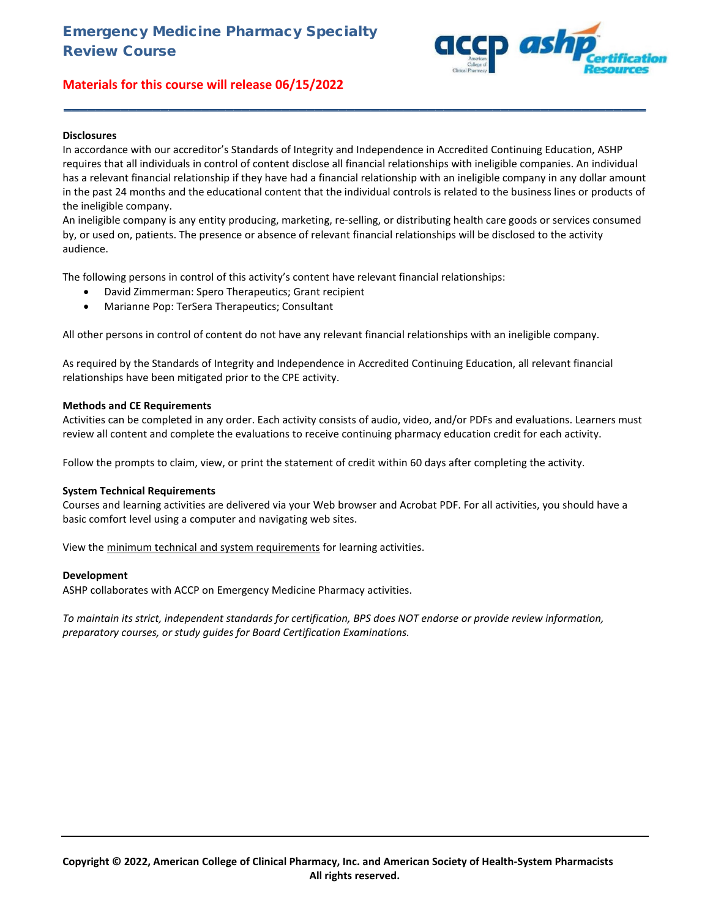# Emergency Medicine Pharmacy Specialty Review Course

**Materials for this course will release 06/15/2022**

---

**Disclosures**

In accordance with our accreditor's Standards of Integrity and Independence in Accredited Continuing Education, ASHP requires that all individuals in control of content disclose all financial relationships with ineligible companies. An individual has a relevant financial relationship if they have had a financial relationship with an ineligible company in any dollar amount in the past 24 months and the educational content that the individual controls is related to the business lines or products of the ineligible company.

An ineligible company is any entity producing, marketing, re-selling, or distributing health care goods or services consumed by, or used on, patients. The presence or absence of relevant financial relationships will be disclosed to the activity audience.

The following persons in control of this activity's content have relevant financial relationships:

- David Zimmerman: Spero Therapeutics; Grant recipient
- Marianne Pop: TerSera Therapeutics; Consultant

All other persons in control of content do not have any relevant financial relationships with an ineligible company.

As required by the Standards of Integrity and Independence in Accredited Continuing Education, all relevant financial relationships have been mitigated prior to the CPE activity.

**Methods and CE Requirements**

Activities can be completed in any order. Each activity consists of audio, video, and/or PDFs and evaluations. Learners must review all content and complete the evaluations to receive continuing pharmacy education credit for each activity.

Follow the prompts to claim, view, or print the statement of credit within 60 days after completing the activity.

**System Technical Requirements**

Courses and learning activities are delivered via your Web browser and Acrobat PDF. For all activities, you should have a basic comfort level using a computer and navigating web sites.

View the minimum technical and system requirements for learning activities.

**Development**

ASHP collaborates with ACCP on Emergency Medicine Pharmacy activities.

*To maintain its strict, independent standards for certification, BPS does NOT endorse or provide review information, preparatory courses, or study guides for Board Certification Examinations.*

---

**Copyright © 2022, American College of Clinical Pharmacy, Inc. and American Society of Health-System Pharmacists**
**All rights reserved.**